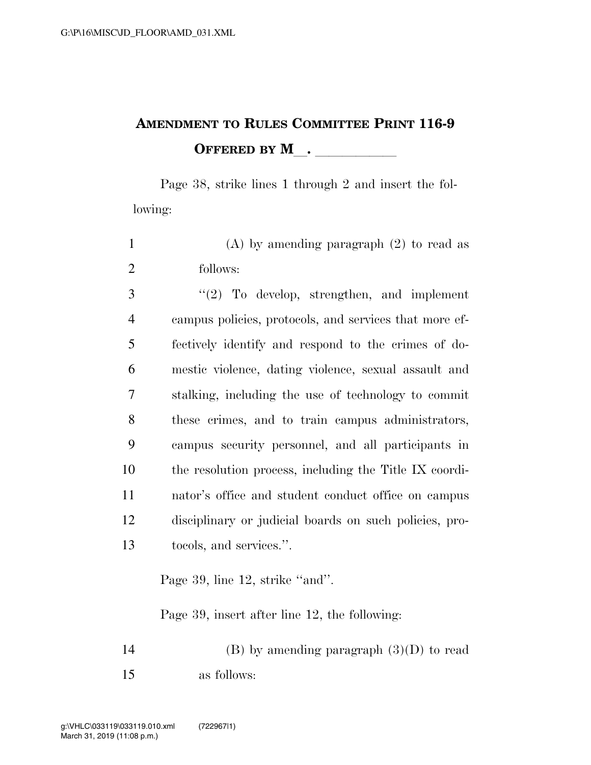# AMENDMENT TO RULES COMMITTEE PRINT 116-9
## OFFERED BY M\_\_. \_\_\_\_\_\_\_\_\_\_\_

Page 38, strike lines 1 through 2 and insert the following:

1 (A) by amending paragraph (2) to read as
2 follows:
3 "(2) To develop, strengthen, and implement
4 campus policies, protocols, and services that more ef-
5 fectively identify and respond to the crimes of do-
6 mestic violence, dating violence, sexual assault and
7 stalking, including the use of technology to commit
8 these crimes, and to train campus administrators,
9 campus security personnel, and all participants in
10 the resolution process, including the Title IX coordi-
11 nator's office and student conduct office on campus
12 disciplinary or judicial boards on such policies, pro-
13 tocols, and services.".

Page 39, line 12, strike "and".

Page 39, insert after line 12, the following:

14 (B) by amending paragraph (3)(D) to read
15 as follows: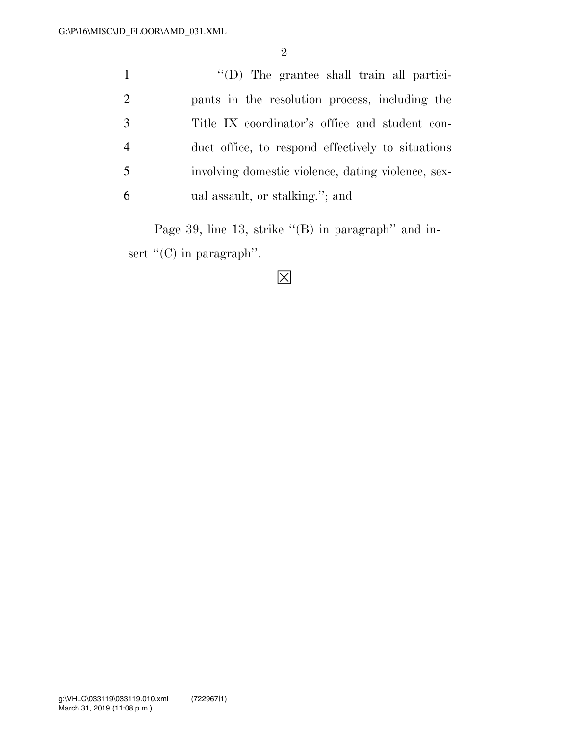"(D) The grantee shall train all participants in the resolution process, including the Title IX coordinator's office and student conduct office, to respond effectively to situations involving domestic violence, dating violence, sexual assault, or stalking."; and

Page 39, line 13, strike "(B) in paragraph" and insert "(C) in paragraph".

☒